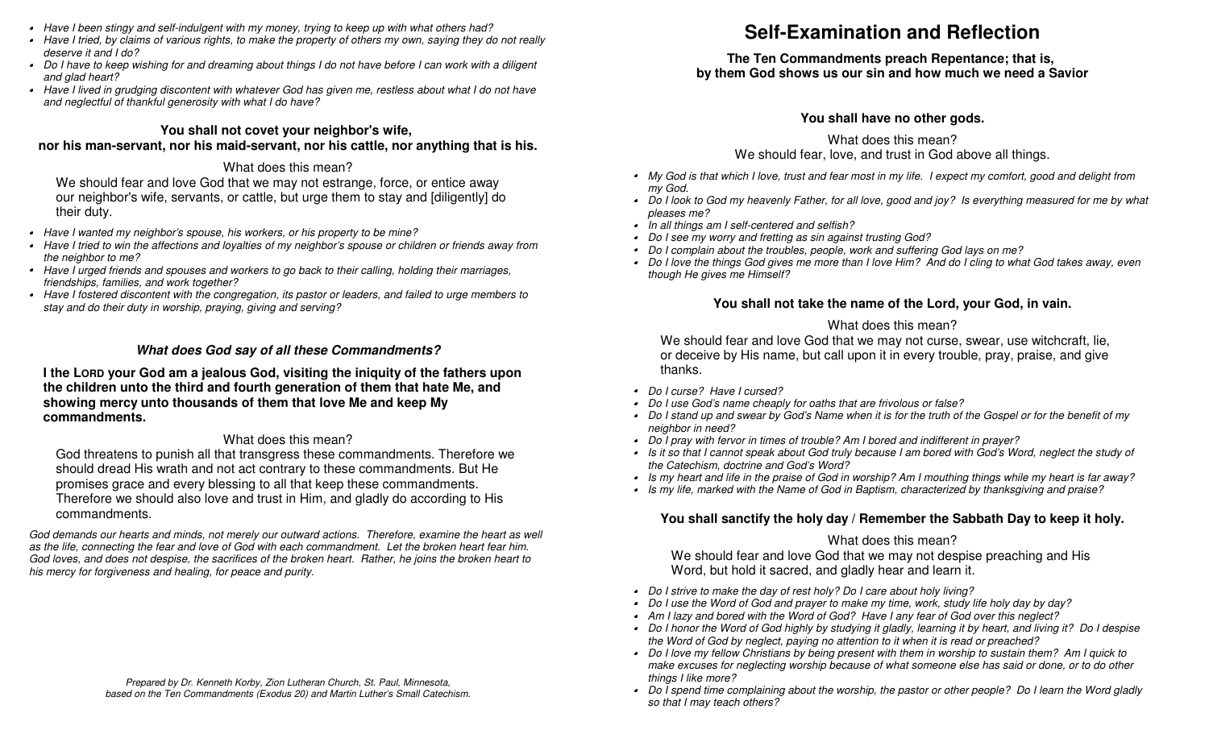# Self-Examination and Reflection

**The Ten Commandments preach Repentance; that is, by them God shows us our sin and how much we need a Savior**

### You shall have no other gods.

What does this mean?
We should fear, love, and trust in God above all things.

- *My God is that which I love, trust and fear most in my life. I expect my comfort, good and delight from my God.*
- *Do I look to God my heavenly Father, for all love, good and joy? Is everything measured for me by what pleases me?*
- *In all things am I self-centered and selfish?*
- *Do I see my worry and fretting as sin against trusting God?*
- *Do I complain about the troubles, people, work and suffering God lays on me?*
- *Do I love the things God gives me more than I love Him? And do I cling to what God takes away, even though He gives me Himself?*

### You shall not take the name of the Lord, your God, in vain.

What does this mean?
We should fear and love God that we may not curse, swear, use witchcraft, lie, or deceive by His name, but call upon it in every trouble, pray, praise, and give thanks.

- *Do I curse? Have I cursed?*
- *Do I use God's name cheaply for oaths that are frivolous or false?*
- *Do I stand up and swear by God's Name when it is for the truth of the Gospel or for the benefit of my neighbor in need?*
- *Do I pray with fervor in times of trouble? Am I bored and indifferent in prayer?*
- *Is it so that I cannot speak about God truly because I am bored with God's Word, neglect the study of the Catechism, doctrine and God's Word?*
- *Is my heart and life in the praise of God in worship? Am I mouthing things while my heart is far away?*
- *Is my life, marked with the Name of God in Baptism, characterized by thanksgiving and praise?*

### You shall sanctify the holy day / Remember the Sabbath Day to keep it holy.

What does this mean?
We should fear and love God that we may not despise preaching and His Word, but hold it sacred, and gladly hear and learn it.

- *Do I strive to make the day of rest holy? Do I care about holy living?*
- *Do I use the Word of God and prayer to make my time, work, study life holy day by day?*
- *Am I lazy and bored with the Word of God? Have I any fear of God over this neglect?*
- *Do I honor the Word of God highly by studying it gladly, learning it by heart, and living it? Do I despise the Word of God by neglect, paying no attention to it when it is read or preached?*
- *Do I love my fellow Christians by being present with them in worship to sustain them? Am I quick to make excuses for neglecting worship because of what someone else has said or done, or to do other things I like more?*
- *Do I spend time complaining about the worship, the pastor or other people? Do I learn the Word gladly so that I may teach others?*

---

- *Have I been stingy and self-indulgent with my money, trying to keep up with what others had?*
- *Have I tried, by claims of various rights, to make the property of others my own, saying they do not really deserve it and I do?*
- *Do I have to keep wishing for and dreaming about things I do not have before I can work with a diligent and glad heart?*
- *Have I lived in grudging discontent with whatever God has given me, restless about what I do not have and neglectful of thankful generosity with what I do have?*

### You shall not covet your neighbor's wife, nor his man-servant, nor his maid-servant, nor his cattle, nor anything that is his.

What does this mean?
We should fear and love God that we may not estrange, force, or entice away our neighbor's wife, servants, or cattle, but urge them to stay and [diligently] do their duty.

- *Have I wanted my neighbor's spouse, his workers, or his property to be mine?*
- *Have I tried to win the affections and loyalties of my neighbor's spouse or children or friends away from the neighbor to me?*
- *Have I urged friends and spouses and workers to go back to their calling, holding their marriages, friendships, families, and work together?*
- *Have I fostered discontent with the congregation, its pastor or leaders, and failed to urge members to stay and do their duty in worship, praying, giving and serving?*

### *What does God say of all these Commandments?*

**I the LORD your God am a jealous God, visiting the iniquity of the fathers upon the children unto the third and fourth generation of them that hate Me, and showing mercy unto thousands of them that love Me and keep My commandments.**

What does this mean?
God threatens to punish all that transgress these commandments. Therefore we should dread His wrath and not act contrary to these commandments. But He promises grace and every blessing to all that keep these commandments. Therefore we should also love and trust in Him, and gladly do according to His commandments.

*God demands our hearts and minds, not merely our outward actions. Therefore, examine the heart as well as the life, connecting the fear and love of God with each commandment. Let the broken heart fear him. God loves, and does not despise, the sacrifices of the broken heart. Rather, he joins the broken heart to his mercy for forgiveness and healing, for peace and purity.*

*Prepared by Dr. Kenneth Korby, Zion Lutheran Church, St. Paul, Minnesota, based on the Ten Commandments (Exodus 20) and Martin Luther's Small Catechism.*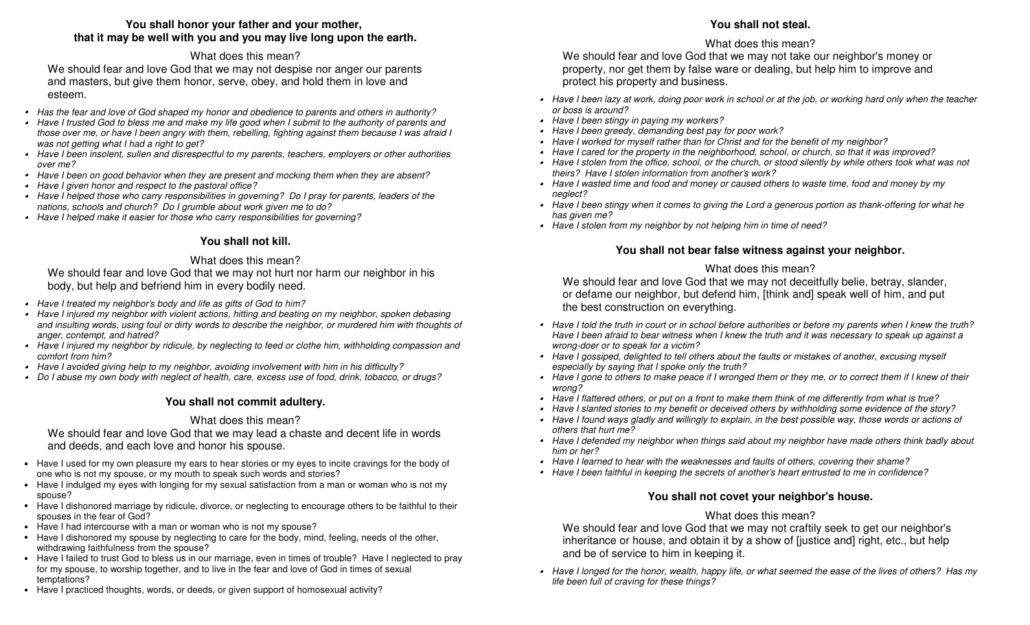**You shall honor your father and your mother, that it may be well with you and you may live long upon the earth.**

What does this mean?

We should fear and love God that we may not despise nor anger our parents and masters, but give them honor, serve, obey, and hold them in love and esteem.

- *Has the fear and love of God shaped my honor and obedience to parents and others in authority?*
- *Have I trusted God to bless me and make my life good when I submit to the authority of parents and those over me, or have I been angry with them, rebelling, fighting against them because I was afraid I was not getting what I had a right to get?*
- *Have I been insolent, sullen and disrespectful to my parents, teachers, employers or other authorities over me?*
- *Have I been on good behavior when they are present and mocking them when they are absent?*
- *Have I given honor and respect to the pastoral office?*
- *Have I helped those who carry responsibilities in governing? Do I pray for parents, leaders of the nations, schools and church? Do I grumble about work given me to do?*
- *Have I helped make it easier for those who carry responsibilities for governing?*

**You shall not kill.**

What does this mean?

We should fear and love God that we may not hurt nor harm our neighbor in his body, but help and befriend him in every bodily need.

- *Have I treated my neighbor's body and life as gifts of God to him?*
- *Have I injured my neighbor with violent actions, hitting and beating on my neighbor, spoken debasing and insulting words, using foul or dirty words to describe the neighbor, or murdered him with thoughts of anger, contempt, and hatred?*
- *Have I injured my neighbor by ridicule, by neglecting to feed or clothe him, withholding compassion and comfort from him?*
- *Have I avoided giving help to my neighbor, avoiding involvement with him in his difficulty?*
- *Do I abuse my own body with neglect of health, care, excess use of food, drink, tobacco, or drugs?*

**You shall not commit adultery.**

What does this mean?

We should fear and love God that we may lead a chaste and decent life in words and deeds, and each love and honor his spouse.

- Have I used for my own pleasure my ears to hear stories or my eyes to incite cravings for the body of one who is not my spouse, or my mouth to speak such words and stories?
- Have I indulged my eyes with longing for my sexual satisfaction from a man or woman who is not my spouse?
- Have I dishonored marriage by ridicule, divorce, or neglecting to encourage others to be faithful to their spouses in the fear of God?
- Have I had intercourse with a man or woman who is not my spouse?
- Have I dishonored my spouse by neglecting to care for the body, mind, feeling, needs of the other, withdrawing faithfulness from the spouse?
- Have I failed to trust God to bless us in our marriage, even in times of trouble? Have I neglected to pray for my spouse, to worship together, and to live in the fear and love of God in times of sexual temptations?
- Have I practiced thoughts, words, or deeds, or given support of homosexual activity?

**You shall not steal.**

What does this mean?

We should fear and love God that we may not take our neighbor's money or property, nor get them by false ware or dealing, but help him to improve and protect his property and business.

- *Have I been lazy at work, doing poor work in school or at the job, or working hard only when the teacher or boss is around?*
- *Have I been stingy in paying my workers?*
- *Have I been greedy, demanding best pay for poor work?*
- *Have I worked for myself rather than for Christ and for the benefit of my neighbor?*
- *Have I cared for the property in the neighborhood, school, or church, so that it was improved?*
- *Have I stolen from the office, school, or the church, or stood silently by while others took what was not theirs? Have I stolen information from another's work?*
- *Have I wasted time and food and money or caused others to waste time, food and money by my neglect?*
- *Have I been stingy when it comes to giving the Lord a generous portion as thank-offering for what he has given me?*
- *Have I stolen from my neighbor by not helping him in time of need?*

**You shall not bear false witness against your neighbor.**

What does this mean?

We should fear and love God that we may not deceitfully belie, betray, slander, or defame our neighbor, but defend him, [think and] speak well of him, and put the best construction on everything.

- *Have I told the truth in court or in school before authorities or before my parents when I knew the truth? Have I been afraid to bear witness when I knew the truth and it was necessary to speak up against a wrong-doer or to speak for a victim?*
- *Have I gossiped, delighted to tell others about the faults or mistakes of another, excusing myself especially by saying that I spoke only the truth?*
- *Have I gone to others to make peace if I wronged them or they me, or to correct them if I knew of their wrong?*
- *Have I flattered others, or put on a front to make them think of me differently from what is true?*
- *Have I slanted stories to my benefit or deceived others by withholding some evidence of the story?*
- *Have I found ways gladly and willingly to explain, in the best possible way, those words or actions of others that hurt me?*
- *Have I defended my neighbor when things said about my neighbor have made others think badly about him or her?*
- *Have I learned to hear with the weaknesses and faults of others, covering their shame?*
- *Have I been faithful in keeping the secrets of another's heart entrusted to me in confidence?*

**You shall not covet your neighbor's house.**

What does this mean?

We should fear and love God that we may not craftily seek to get our neighbor's inheritance or house, and obtain it by a show of [justice and] right, etc., but help and be of service to him in keeping it.

- *Have I longed for the honor, wealth, happy life, or what seemed the ease of the lives of others? Has my life been full of craving for these things?*